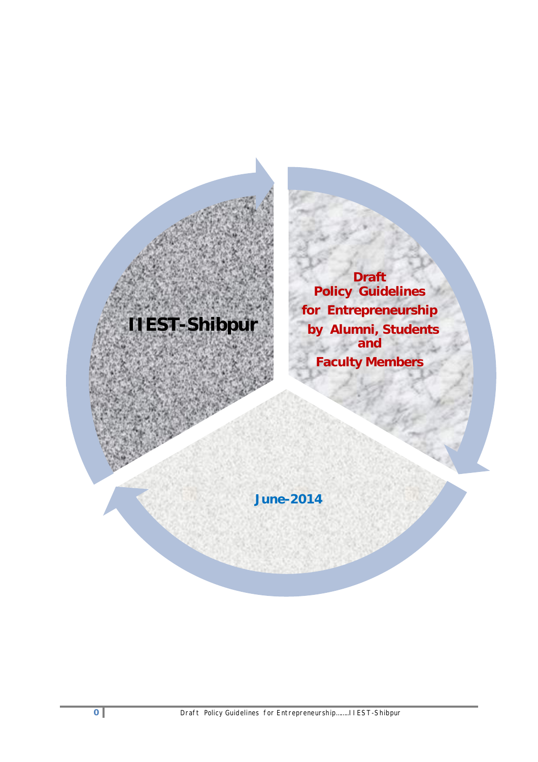# IIEST-Shibpur

## Draft Policy Guidelines for Entrepreneurship by Alumni, Students and Faculty Members

**June-2014**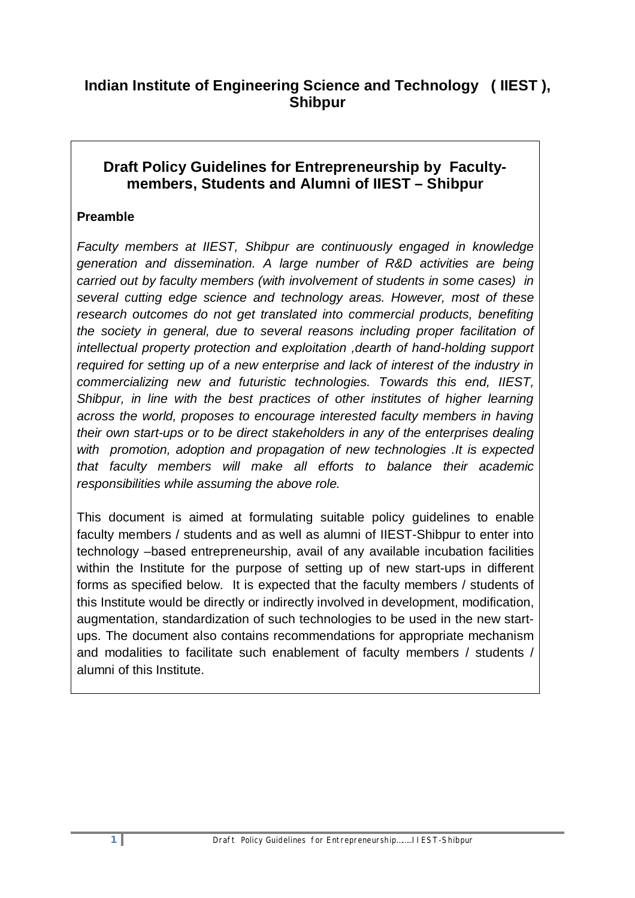# Indian Institute of Engineering Science and Technology ( IIEST ), Shibpur

## Draft Policy Guidelines for Entrepreneurship by Faculty-members, Students and Alumni of IIEST – Shibpur

### Preamble

*Faculty members at IIEST, Shibpur are continuously engaged in knowledge generation and dissemination. A large number of R&D activities are being carried out by faculty members (with involvement of students in some cases) in several cutting edge science and technology areas. However, most of these research outcomes do not get translated into commercial products, benefiting the society in general, due to several reasons including proper facilitation of intellectual property protection and exploitation ,dearth of hand-holding support required for setting up of a new enterprise and lack of interest of the industry in commercializing new and futuristic technologies. Towards this end, IIEST, Shibpur, in line with the best practices of other institutes of higher learning across the world, proposes to encourage interested faculty members in having their own start-ups or to be direct stakeholders in any of the enterprises dealing with promotion, adoption and propagation of new technologies .It is expected that faculty members will make all efforts to balance their academic responsibilities while assuming the above role.*

This document is aimed at formulating suitable policy guidelines to enable faculty members / students and as well as alumni of IIEST-Shibpur to enter into technology –based entrepreneurship, avail of any available incubation facilities within the Institute for the purpose of setting up of new start-ups in different forms as specified below. It is expected that the faculty members / students of this Institute would be directly or indirectly involved in development, modification, augmentation, standardization of such technologies to be used in the new start-ups. The document also contains recommendations for appropriate mechanism and modalities to facilitate such enablement of faculty members / students / alumni of this Institute.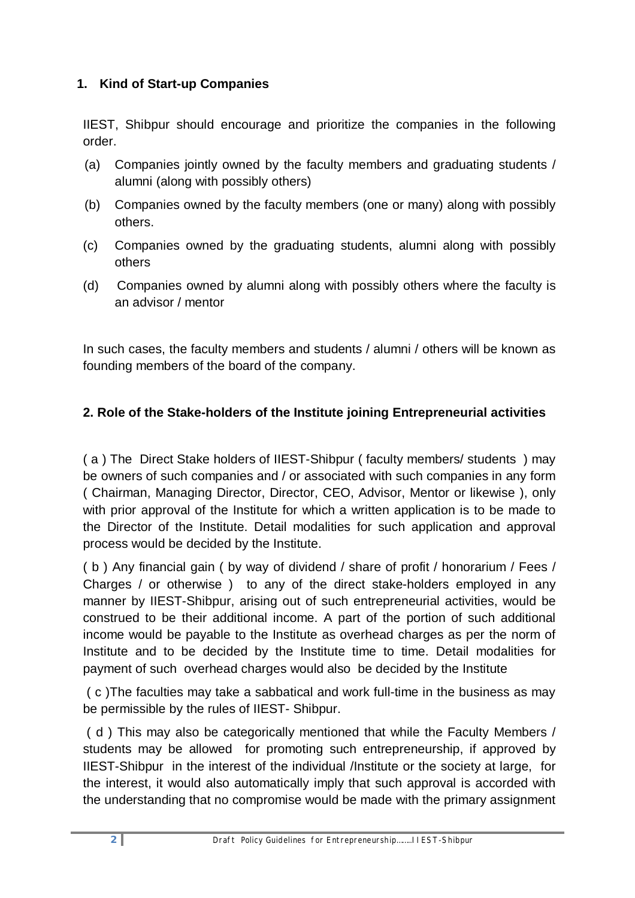**1. Kind of Start-up Companies**

IIEST, Shibpur should encourage and prioritize the companies in the following order.

(a) Companies jointly owned by the faculty members and graduating students / alumni (along with possibly others)

(b) Companies owned by the faculty members (one or many) along with possibly others.

(c) Companies owned by the graduating students, alumni along with possibly others

(d) Companies owned by alumni along with possibly others where the faculty is an advisor / mentor

In such cases, the faculty members and students / alumni / others will be known as founding members of the board of the company.

**2. Role of the Stake-holders of the Institute joining Entrepreneurial activities**

( a ) The Direct Stake holders of IIEST-Shibpur ( faculty members/ students ) may be owners of such companies and / or associated with such companies in any form ( Chairman, Managing Director, Director, CEO, Advisor, Mentor or likewise ), only with prior approval of the Institute for which a written application is to be made to the Director of the Institute. Detail modalities for such application and approval process would be decided by the Institute.

( b ) Any financial gain ( by way of dividend / share of profit / honorarium / Fees / Charges / or otherwise ) to any of the direct stake-holders employed in any manner by IIEST-Shibpur, arising out of such entrepreneurial activities, would be construed to be their additional income. A part of the portion of such additional income would be payable to the Institute as overhead charges as per the norm of Institute and to be decided by the Institute time to time. Detail modalities for payment of such overhead charges would also be decided by the Institute

( c )The faculties may take a sabbatical and work full-time in the business as may be permissible by the rules of IIEST- Shibpur.

( d ) This may also be categorically mentioned that while the Faculty Members / students may be allowed for promoting such entrepreneurship, if approved by IIEST-Shibpur in the interest of the individual /Institute or the society at large, for the interest, it would also automatically imply that such approval is accorded with the understanding that no compromise would be made with the primary assignment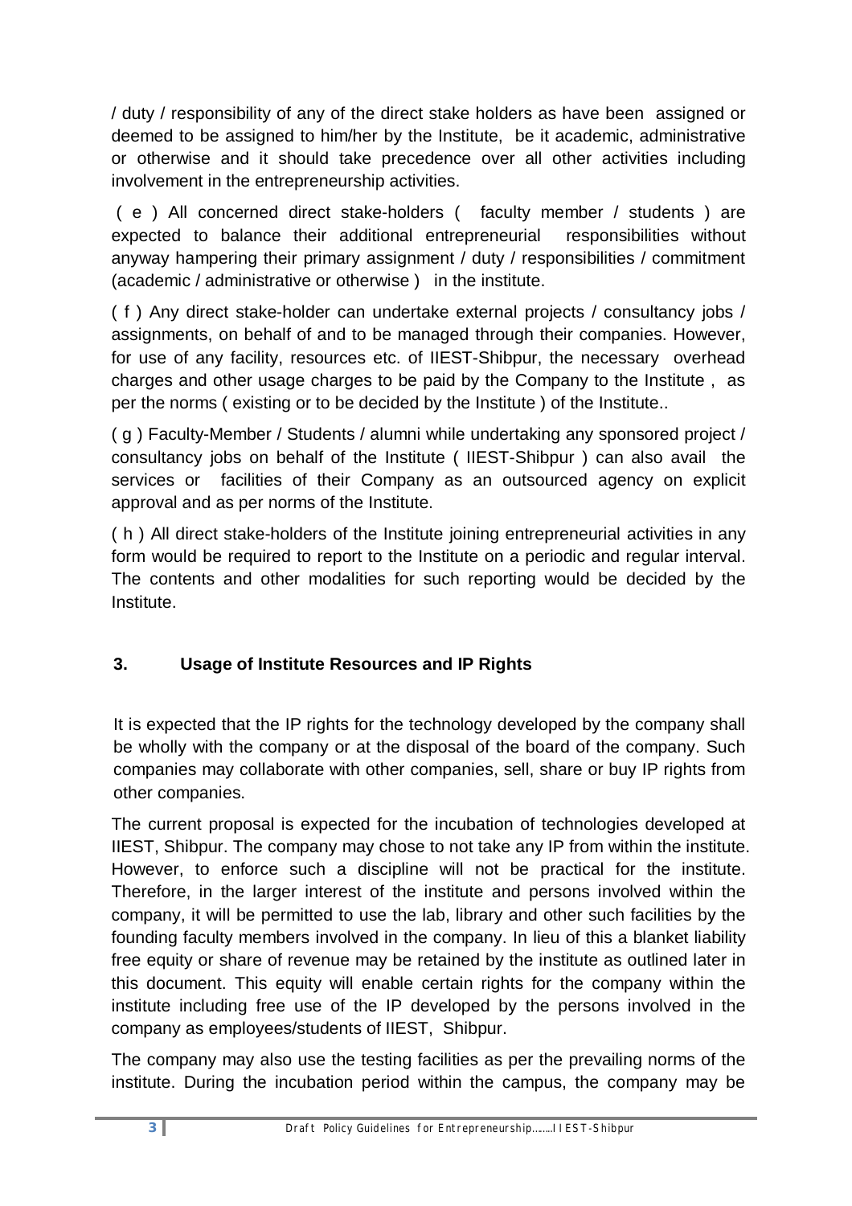/ duty / responsibility of any of the direct stake holders as have been assigned or deemed to be assigned to him/her by the Institute, be it academic, administrative or otherwise and it should take precedence over all other activities including involvement in the entrepreneurship activities.

( e ) All concerned direct stake-holders ( faculty member / students ) are expected to balance their additional entrepreneurial responsibilities without anyway hampering their primary assignment / duty / responsibilities / commitment (academic / administrative or otherwise ) in the institute.

( f ) Any direct stake-holder can undertake external projects / consultancy jobs / assignments, on behalf of and to be managed through their companies. However, for use of any facility, resources etc. of IIEST-Shibpur, the necessary overhead charges and other usage charges to be paid by the Company to the Institute , as per the norms ( existing or to be decided by the Institute ) of the Institute..

( g ) Faculty-Member / Students / alumni while undertaking any sponsored project / consultancy jobs on behalf of the Institute ( IIEST-Shibpur ) can also avail the services or facilities of their Company as an outsourced agency on explicit approval and as per norms of the Institute.

( h ) All direct stake-holders of the Institute joining entrepreneurial activities in any form would be required to report to the Institute on a periodic and regular interval. The contents and other modalities for such reporting would be decided by the Institute.

## 3. Usage of Institute Resources and IP Rights

It is expected that the IP rights for the technology developed by the company shall be wholly with the company or at the disposal of the board of the company. Such companies may collaborate with other companies, sell, share or buy IP rights from other companies.

The current proposal is expected for the incubation of technologies developed at IIEST, Shibpur. The company may chose to not take any IP from within the institute. However, to enforce such a discipline will not be practical for the institute. Therefore, in the larger interest of the institute and persons involved within the company, it will be permitted to use the lab, library and other such facilities by the founding faculty members involved in the company. In lieu of this a blanket liability free equity or share of revenue may be retained by the institute as outlined later in this document. This equity will enable certain rights for the company within the institute including free use of the IP developed by the persons involved in the company as employees/students of IIEST, Shibpur.

The company may also use the testing facilities as per the prevailing norms of the institute. During the incubation period within the campus, the company may be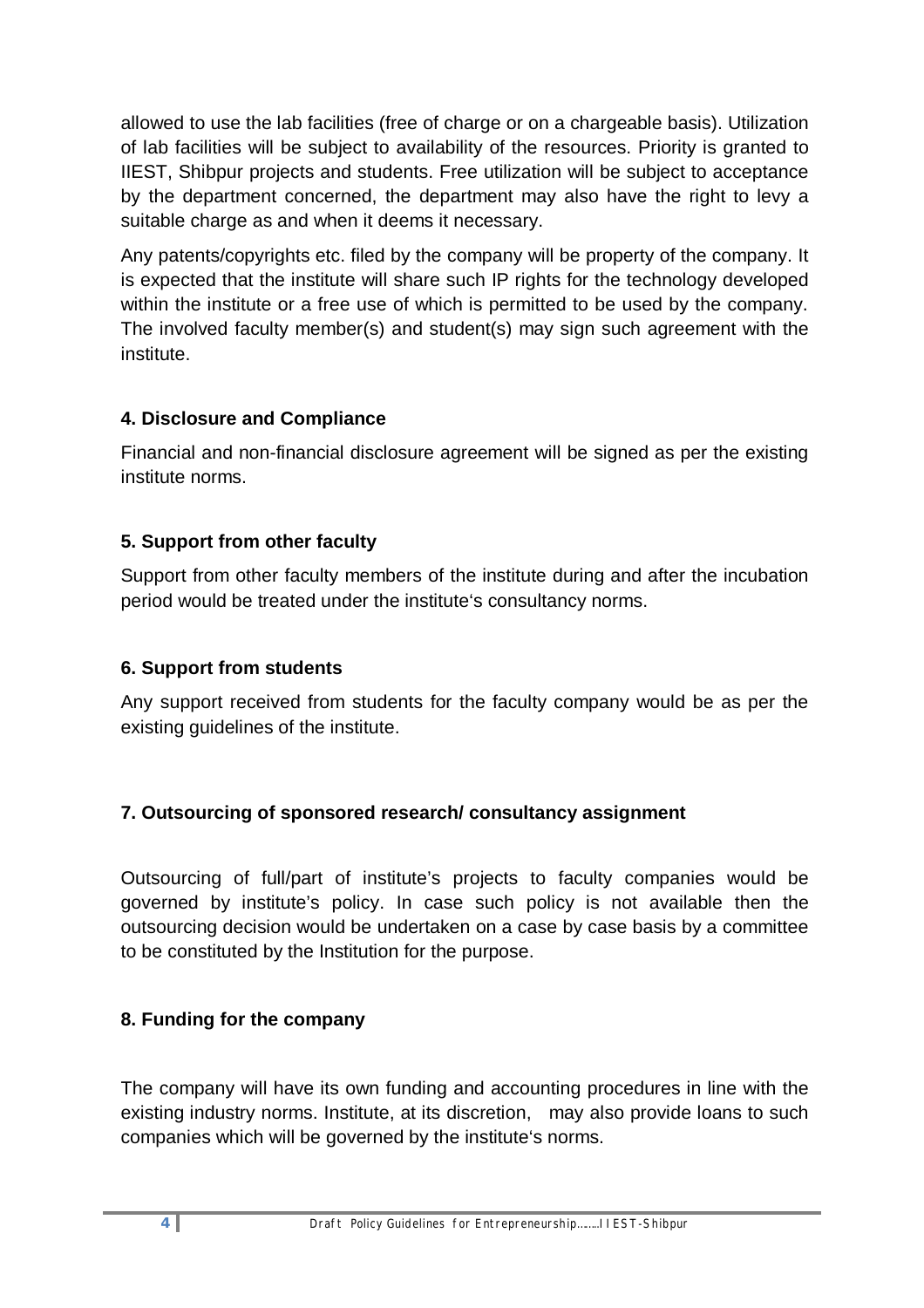allowed to use the lab facilities (free of charge or on a chargeable basis). Utilization of lab facilities will be subject to availability of the resources. Priority is granted to IIEST, Shibpur projects and students. Free utilization will be subject to acceptance by the department concerned, the department may also have the right to levy a suitable charge as and when it deems it necessary.

Any patents/copyrights etc. filed by the company will be property of the company. It is expected that the institute will share such IP rights for the technology developed within the institute or a free use of which is permitted to be used by the company. The involved faculty member(s) and student(s) may sign such agreement with the institute.

**4. Disclosure and Compliance**

Financial and non-financial disclosure agreement will be signed as per the existing institute norms.

**5. Support from other faculty**

Support from other faculty members of the institute during and after the incubation period would be treated under the institute's consultancy norms.

**6. Support from students**

Any support received from students for the faculty company would be as per the existing guidelines of the institute.

**7. Outsourcing of sponsored research/ consultancy assignment**

Outsourcing of full/part of institute's projects to faculty companies would be governed by institute's policy. In case such policy is not available then the outsourcing decision would be undertaken on a case by case basis by a committee to be constituted by the Institution for the purpose.

**8. Funding for the company**

The company will have its own funding and accounting procedures in line with the existing industry norms. Institute, at its discretion, may also provide loans to such companies which will be governed by the institute's norms.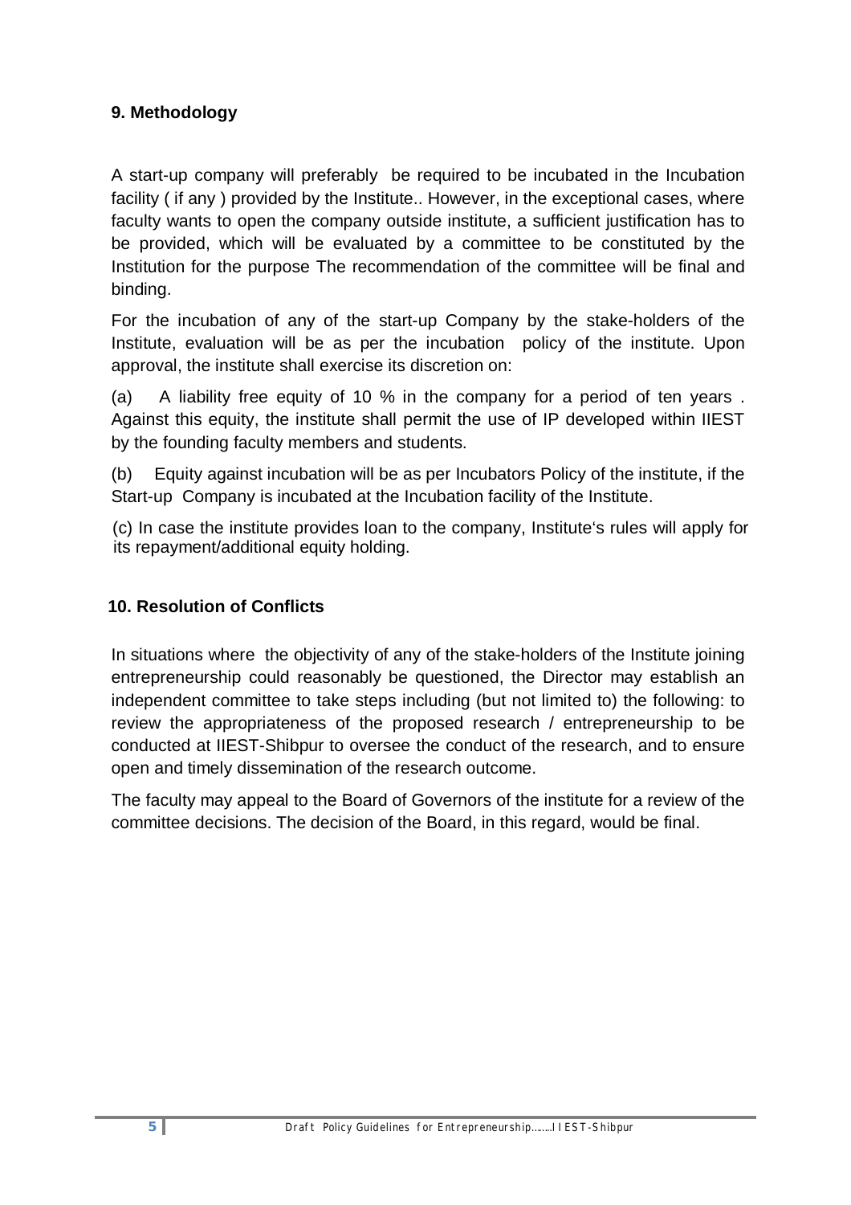## 9. Methodology

A start-up company will preferably be required to be incubated in the Incubation facility ( if any ) provided by the Institute.. However, in the exceptional cases, where faculty wants to open the company outside institute, a sufficient justification has to be provided, which will be evaluated by a committee to be constituted by the Institution for the purpose The recommendation of the committee will be final and binding.

For the incubation of any of the start-up Company by the stake-holders of the Institute, evaluation will be as per the incubation policy of the institute. Upon approval, the institute shall exercise its discretion on:

(a) A liability free equity of 10 % in the company for a period of ten years . Against this equity, the institute shall permit the use of IP developed within IIEST by the founding faculty members and students.

(b) Equity against incubation will be as per Incubators Policy of the institute, if the Start-up Company is incubated at the Incubation facility of the Institute.

(c) In case the institute provides loan to the company, Institute's rules will apply for its repayment/additional equity holding.

## 10. Resolution of Conflicts

In situations where the objectivity of any of the stake-holders of the Institute joining entrepreneurship could reasonably be questioned, the Director may establish an independent committee to take steps including (but not limited to) the following: to review the appropriateness of the proposed research / entrepreneurship to be conducted at IIEST-Shibpur to oversee the conduct of the research, and to ensure open and timely dissemination of the research outcome.

The faculty may appeal to the Board of Governors of the institute for a review of the committee decisions. The decision of the Board, in this regard, would be final.